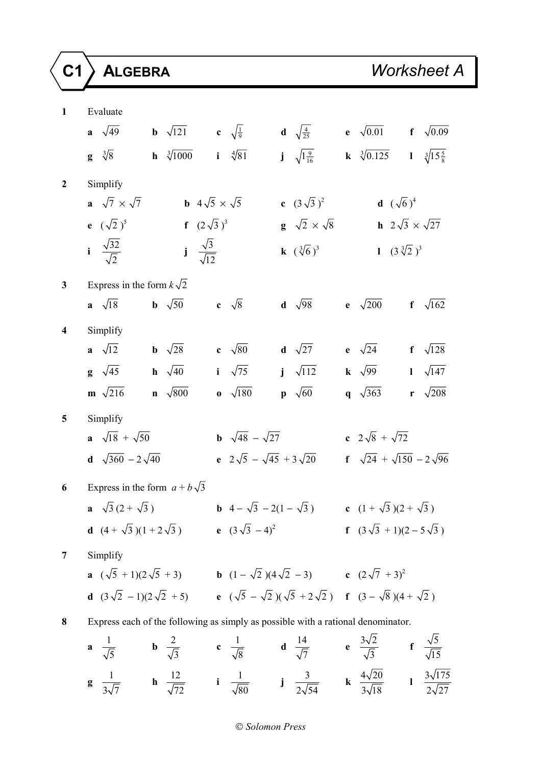# C1 ALGEBRA — Worksheet A

**1** Evaluate

**a** $\sqrt{49}$ **b** $\sqrt{121}$ **c** $\sqrt{\frac{1}{9}}$ **d** $\sqrt{\frac{4}{25}}$ **e** $\sqrt{0.01}$ **f** $\sqrt{0.09}$

**g** $\sqrt[3]{8}$ **h** $\sqrt[3]{1000}$ **i** $\sqrt[4]{81}$ **j** $\sqrt{1\frac{9}{16}}$ **k** $\sqrt[3]{0.125}$ **l** $\sqrt[3]{15\frac{5}{8}}$

**2** Simplify

**a** $\sqrt{7} \times \sqrt{7}$ **b** $4\sqrt{5} \times \sqrt{5}$ **c** $(3\sqrt{3})^2$ **d** $(\sqrt{6})^4$

**e** $(\sqrt{2})^5$ **f** $(2\sqrt{3})^3$ **g** $\sqrt{2} \times \sqrt{8}$ **h** $2\sqrt{3} \times \sqrt{27}$

**i** $\dfrac{\sqrt{32}}{\sqrt{2}}$ **j** $\dfrac{\sqrt{3}}{\sqrt{12}}$ **k** $(\sqrt[3]{6})^3$ **l** $(3\sqrt[3]{2})^3$

**3** Express in the form $k\sqrt{2}$

**a** $\sqrt{18}$ **b** $\sqrt{50}$ **c** $\sqrt{8}$ **d** $\sqrt{98}$ **e** $\sqrt{200}$ **f** $\sqrt{162}$

**4** Simplify

**a** $\sqrt{12}$ **b** $\sqrt{28}$ **c** $\sqrt{80}$ **d** $\sqrt{27}$ **e** $\sqrt{24}$ **f** $\sqrt{128}$

**g** $\sqrt{45}$ **h** $\sqrt{40}$ **i** $\sqrt{75}$ **j** $\sqrt{112}$ **k** $\sqrt{99}$ **l** $\sqrt{147}$

**m** $\sqrt{216}$ **n** $\sqrt{800}$ **o** $\sqrt{180}$ **p** $\sqrt{60}$ **q** $\sqrt{363}$ **r** $\sqrt{208}$

**5** Simplify

**a** $\sqrt{18} + \sqrt{50}$ **b** $\sqrt{48} - \sqrt{27}$ **c** $2\sqrt{8} + \sqrt{72}$

**d** $\sqrt{360} - 2\sqrt{40}$ **e** $2\sqrt{5} - \sqrt{45} + 3\sqrt{20}$ **f** $\sqrt{24} + \sqrt{150} - 2\sqrt{96}$

**6** Express in the form $a + b\sqrt{3}$

**a** $\sqrt{3}(2 + \sqrt{3})$ **b** $4 - \sqrt{3} - 2(1 - \sqrt{3})$ **c** $(1 + \sqrt{3})(2 + \sqrt{3})$

**d** $(4 + \sqrt{3})(1 + 2\sqrt{3})$ **e** $(3\sqrt{3} - 4)^2$ **f** $(3\sqrt{3} + 1)(2 - 5\sqrt{3})$

**7** Simplify

**a** $(\sqrt{5} + 1)(2\sqrt{5} + 3)$ **b** $(1 - \sqrt{2})(4\sqrt{2} - 3)$ **c** $(2\sqrt{7} + 3)^2$

**d** $(3\sqrt{2} - 1)(2\sqrt{2} + 5)$ **e** $(\sqrt{5} - \sqrt{2})(\sqrt{5} + 2\sqrt{2})$ **f** $(3 - \sqrt{8})(4 + \sqrt{2})$

**8** Express each of the following as simply as possible with a rational denominator.

**a** $\dfrac{1}{\sqrt{5}}$ **b** $\dfrac{2}{\sqrt{3}}$ **c** $\dfrac{1}{\sqrt{8}}$ **d** $\dfrac{14}{\sqrt{7}}$ **e** $\dfrac{3\sqrt{2}}{\sqrt{3}}$ **f** $\dfrac{\sqrt{5}}{\sqrt{15}}$

**g** $\dfrac{1}{3\sqrt{7}}$ **h** $\dfrac{12}{\sqrt{72}}$ **i** $\dfrac{1}{\sqrt{80}}$ **j** $\dfrac{3}{2\sqrt{54}}$ **k** $\dfrac{4\sqrt{20}}{3\sqrt{18}}$ **l** $\dfrac{3\sqrt{175}}{2\sqrt{27}}$

© Solomon Press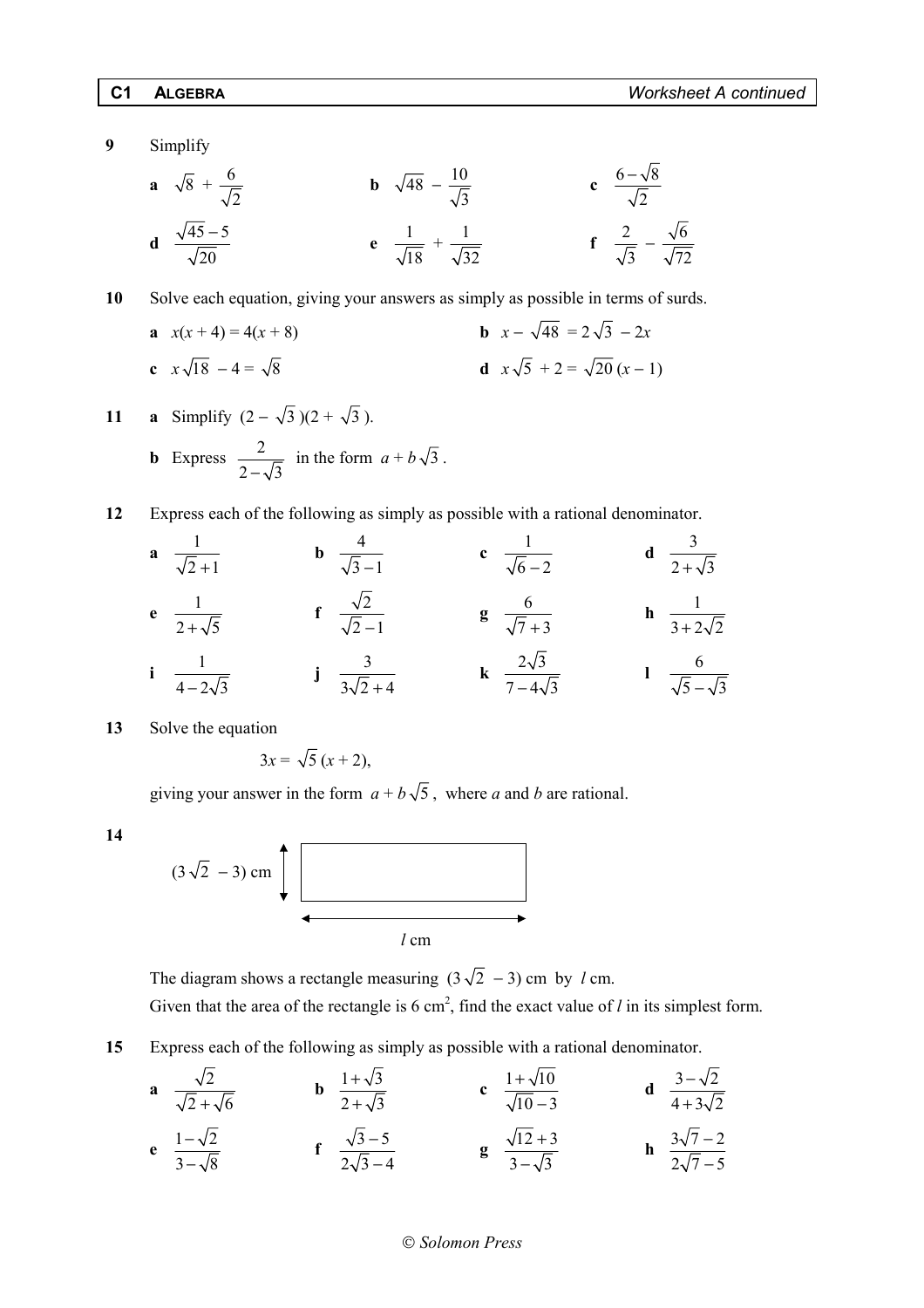**C1 ALGEBRA** *Worksheet A continued*

**9** Simplify

**a** $\sqrt{8} + \dfrac{6}{\sqrt{2}}$ **b** $\sqrt{48} - \dfrac{10}{\sqrt{3}}$ **c** $\dfrac{6-\sqrt{8}}{\sqrt{2}}$

**d** $\dfrac{\sqrt{45}-5}{\sqrt{20}}$ **e** $\dfrac{1}{\sqrt{18}} + \dfrac{1}{\sqrt{32}}$ **f** $\dfrac{2}{\sqrt{3}} - \dfrac{\sqrt{6}}{\sqrt{72}}$

**10** Solve each equation, giving your answers as simply as possible in terms of surds.

**a** $x(x + 4) = 4(x + 8)$ **b** $x - \sqrt{48} = 2\sqrt{3} - 2x$

**c** $x\sqrt{18} - 4 = \sqrt{8}$ **d** $x\sqrt{5} + 2 = \sqrt{20}\,(x - 1)$

**11** **a** Simplify $(2 - \sqrt{3})(2 + \sqrt{3})$.

**b** Express $\dfrac{2}{2-\sqrt{3}}$ in the form $a + b\sqrt{3}$.

**12** Express each of the following as simply as possible with a rational denominator.

**a** $\dfrac{1}{\sqrt{2}+1}$ **b** $\dfrac{4}{\sqrt{3}-1}$ **c** $\dfrac{1}{\sqrt{6}-2}$ **d** $\dfrac{3}{2+\sqrt{3}}$

**e** $\dfrac{1}{2+\sqrt{5}}$ **f** $\dfrac{\sqrt{2}}{\sqrt{2}-1}$ **g** $\dfrac{6}{\sqrt{7}+3}$ **h** $\dfrac{1}{3+2\sqrt{2}}$

**i** $\dfrac{1}{4-2\sqrt{3}}$ **j** $\dfrac{3}{3\sqrt{2}+4}$ **k** $\dfrac{2\sqrt{3}}{7-4\sqrt{3}}$ **l** $\dfrac{6}{\sqrt{5}-\sqrt{3}}$

**13** Solve the equation

$$3x = \sqrt{5}\,(x + 2),$$

giving your answer in the form $a + b\sqrt{5}$, where $a$ and $b$ are rational.

**14**

$(3\sqrt{2} - 3)$ cm

$l$ cm

The diagram shows a rectangle measuring $(3\sqrt{2} - 3)$ cm by $l$ cm.
Given that the area of the rectangle is 6 cm$^2$, find the exact value of $l$ in its simplest form.

**15** Express each of the following as simply as possible with a rational denominator.

**a** $\dfrac{\sqrt{2}}{\sqrt{2}+\sqrt{6}}$ **b** $\dfrac{1+\sqrt{3}}{2+\sqrt{3}}$ **c** $\dfrac{1+\sqrt{10}}{\sqrt{10}-3}$ **d** $\dfrac{3-\sqrt{2}}{4+3\sqrt{2}}$

**e** $\dfrac{1-\sqrt{2}}{3-\sqrt{8}}$ **f** $\dfrac{\sqrt{3}-5}{2\sqrt{3}-4}$ **g** $\dfrac{\sqrt{12}+3}{3-\sqrt{3}}$ **h** $\dfrac{3\sqrt{7}-2}{2\sqrt{7}-5}$

© Solomon Press